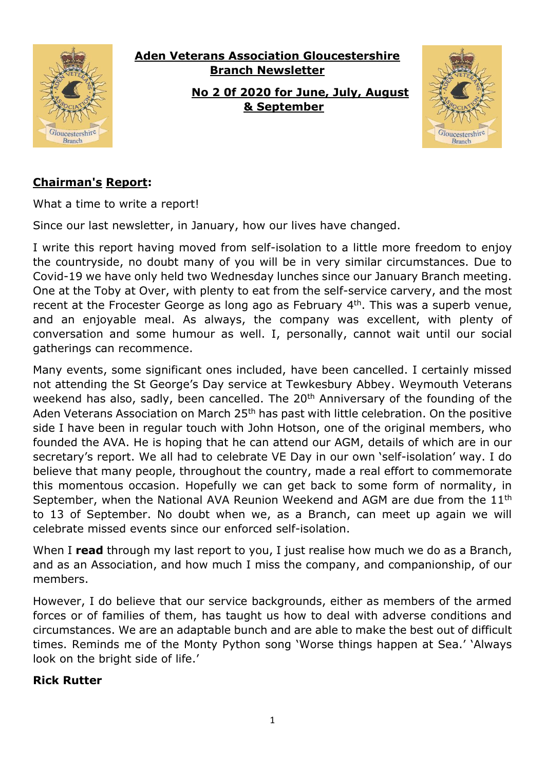# Aden Veterans Association Gloucestershire Branch Newsletter

## No 2 0f 2020 for June, July, August & September

## Chairman's Report:

What a time to write a report!

Since our last newsletter, in January, how our lives have changed.

I write this report having moved from self-isolation to a little more freedom to enjoy the countryside, no doubt many of you will be in very similar circumstances. Due to Covid-19 we have only held two Wednesday lunches since our January Branch meeting. One at the Toby at Over, with plenty to eat from the self-service carvery, and the most recent at the Frocester George as long ago as February 4th. This was a superb venue, and an enjoyable meal. As always, the company was excellent, with plenty of conversation and some humour as well. I, personally, cannot wait until our social gatherings can recommence.

Many events, some significant ones included, have been cancelled. I certainly missed not attending the St George's Day service at Tewkesbury Abbey. Weymouth Veterans weekend has also, sadly, been cancelled. The 20th Anniversary of the founding of the Aden Veterans Association on March 25th has past with little celebration. On the positive side I have been in regular touch with John Hotson, one of the original members, who founded the AVA. He is hoping that he can attend our AGM, details of which are in our secretary's report. We all had to celebrate VE Day in our own 'self-isolation' way. I do believe that many people, throughout the country, made a real effort to commemorate this momentous occasion. Hopefully we can get back to some form of normality, in September, when the National AVA Reunion Weekend and AGM are due from the 11th to 13 of September. No doubt when we, as a Branch, can meet up again we will celebrate missed events since our enforced self-isolation.

When I **read** through my last report to you, I just realise how much we do as a Branch, and as an Association, and how much I miss the company, and companionship, of our members.

However, I do believe that our service backgrounds, either as members of the armed forces or of families of them, has taught us how to deal with adverse conditions and circumstances. We are an adaptable bunch and are able to make the best out of difficult times. Reminds me of the Monty Python song 'Worse things happen at Sea.' 'Always look on the bright side of life.'

**Rick Rutter**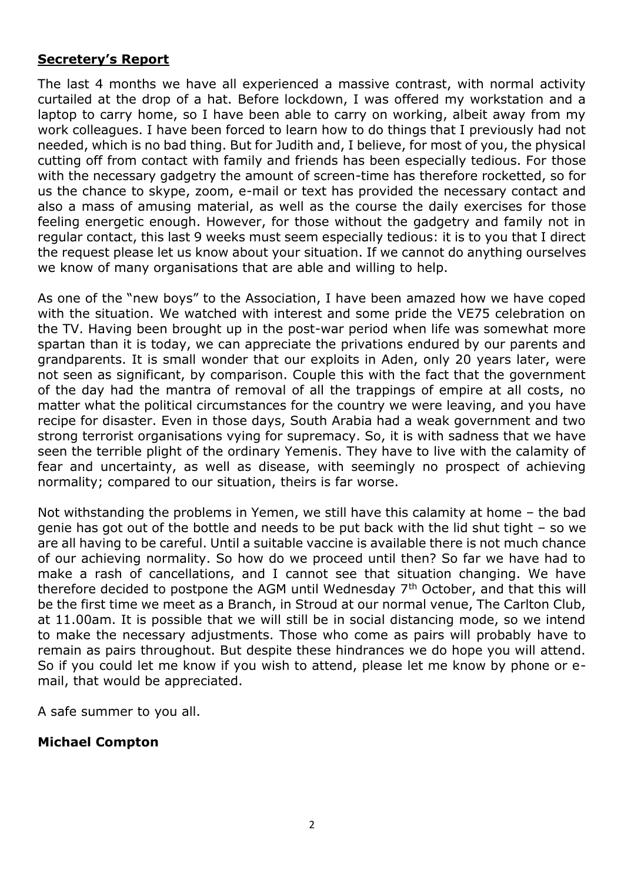## Secretery's Report

The last 4 months we have all experienced a massive contrast, with normal activity curtailed at the drop of a hat. Before lockdown, I was offered my workstation and a laptop to carry home, so I have been able to carry on working, albeit away from my work colleagues. I have been forced to learn how to do things that I previously had not needed, which is no bad thing. But for Judith and, I believe, for most of you, the physical cutting off from contact with family and friends has been especially tedious. For those with the necessary gadgetry the amount of screen-time has therefore rocketted, so for us the chance to skype, zoom, e-mail or text has provided the necessary contact and also a mass of amusing material, as well as the course the daily exercises for those feeling energetic enough. However, for those without the gadgetry and family not in regular contact, this last 9 weeks must seem especially tedious: it is to you that I direct the request please let us know about your situation. If we cannot do anything ourselves we know of many organisations that are able and willing to help.

As one of the "new boys" to the Association, I have been amazed how we have coped with the situation. We watched with interest and some pride the VE75 celebration on the TV. Having been brought up in the post-war period when life was somewhat more spartan than it is today, we can appreciate the privations endured by our parents and grandparents. It is small wonder that our exploits in Aden, only 20 years later, were not seen as significant, by comparison. Couple this with the fact that the government of the day had the mantra of removal of all the trappings of empire at all costs, no matter what the political circumstances for the country we were leaving, and you have recipe for disaster. Even in those days, South Arabia had a weak government and two strong terrorist organisations vying for supremacy. So, it is with sadness that we have seen the terrible plight of the ordinary Yemenis. They have to live with the calamity of fear and uncertainty, as well as disease, with seemingly no prospect of achieving normality; compared to our situation, theirs is far worse.

Not withstanding the problems in Yemen, we still have this calamity at home – the bad genie has got out of the bottle and needs to be put back with the lid shut tight – so we are all having to be careful. Until a suitable vaccine is available there is not much chance of our achieving normality. So how do we proceed until then? So far we have had to make a rash of cancellations, and I cannot see that situation changing. We have therefore decided to postpone the AGM until Wednesday 7th October, and that this will be the first time we meet as a Branch, in Stroud at our normal venue, The Carlton Club, at 11.00am. It is possible that we will still be in social distancing mode, so we intend to make the necessary adjustments. Those who come as pairs will probably have to remain as pairs throughout. But despite these hindrances we do hope you will attend. So if you could let me know if you wish to attend, please let me know by phone or e-mail, that would be appreciated.

A safe summer to you all.

**Michael Compton**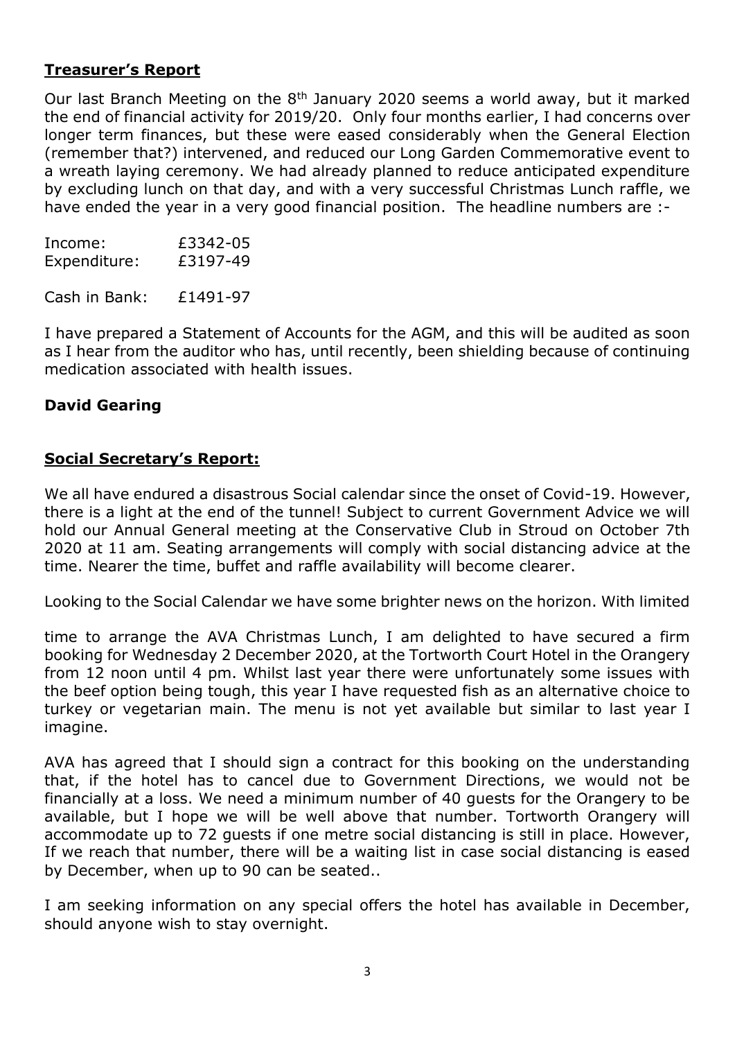## **Treasurer's Report**

Our last Branch Meeting on the 8th January 2020 seems a world away, but it marked the end of financial activity for 2019/20. Only four months earlier, I had concerns over longer term finances, but these were eased considerably when the General Election (remember that?) intervened, and reduced our Long Garden Commemorative event to a wreath laying ceremony. We had already planned to reduce anticipated expenditure by excluding lunch on that day, and with a very successful Christmas Lunch raffle, we have ended the year in a very good financial position. The headline numbers are :-

| | |
|---|---|
| Income: | £3342-05 |
| Expenditure: | £3197-49 |
| Cash in Bank: | £1491-97 |

I have prepared a Statement of Accounts for the AGM, and this will be audited as soon as I hear from the auditor who has, until recently, been shielding because of continuing medication associated with health issues.

**David Gearing**

## **Social Secretary's Report:**

We all have endured a disastrous Social calendar since the onset of Covid-19. However, there is a light at the end of the tunnel! Subject to current Government Advice we will hold our Annual General meeting at the Conservative Club in Stroud on October 7th 2020 at 11 am. Seating arrangements will comply with social distancing advice at the time. Nearer the time, buffet and raffle availability will become clearer.

Looking to the Social Calendar we have some brighter news on the horizon. With limited time to arrange the AVA Christmas Lunch, I am delighted to have secured a firm booking for Wednesday 2 December 2020, at the Tortworth Court Hotel in the Orangery from 12 noon until 4 pm. Whilst last year there were unfortunately some issues with the beef option being tough, this year I have requested fish as an alternative choice to turkey or vegetarian main. The menu is not yet available but similar to last year I imagine.

AVA has agreed that I should sign a contract for this booking on the understanding that, if the hotel has to cancel due to Government Directions, we would not be financially at a loss. We need a minimum number of 40 guests for the Orangery to be available, but I hope we will be well above that number. Tortworth Orangery will accommodate up to 72 guests if one metre social distancing is still in place. However, If we reach that number, there will be a waiting list in case social distancing is eased by December, when up to 90 can be seated..

I am seeking information on any special offers the hotel has available in December, should anyone wish to stay overnight.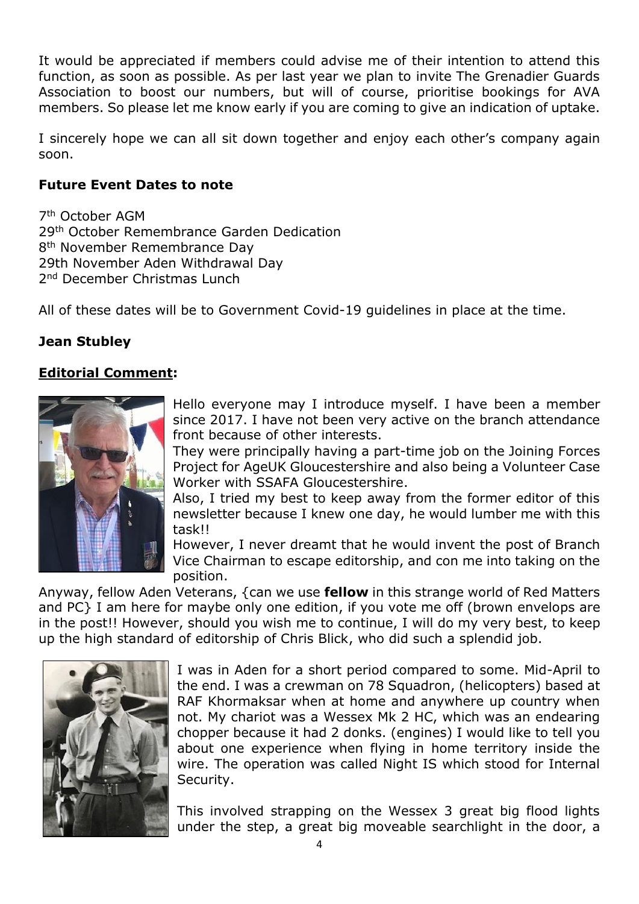It would be appreciated if members could advise me of their intention to attend this function, as soon as possible. As per last year we plan to invite The Grenadier Guards Association to boost our numbers, but will of course, prioritise bookings for AVA members. So please let me know early if you are coming to give an indication of uptake.

I sincerely hope we can all sit down together and enjoy each other's company again soon.

**Future Event Dates to note**

7th October AGM
29th October Remembrance Garden Dedication
8th November Remembrance Day
29th November Aden Withdrawal Day
2nd December Christmas Lunch

All of these dates will be to Government Covid-19 guidelines in place at the time.

**Jean Stubley**

**Editorial Comment:**

Hello everyone may I introduce myself. I have been a member since 2017. I have not been very active on the branch attendance front because of other interests.

They were principally having a part-time job on the Joining Forces Project for AgeUK Gloucestershire and also being a Volunteer Case Worker with SSAFA Gloucestershire.

Also, I tried my best to keep away from the former editor of this newsletter because I knew one day, he would lumber me with this task!!

However, I never dreamt that he would invent the post of Branch Vice Chairman to escape editorship, and con me into taking on the position.

Anyway, fellow Aden Veterans, {can we use **fellow** in this strange world of Red Matters and PC} I am here for maybe only one edition, if you vote me off (brown envelops are in the post!! However, should you wish me to continue, I will do my very best, to keep up the high standard of editorship of Chris Blick, who did such a splendid job.

I was in Aden for a short period compared to some. Mid-April to the end. I was a crewman on 78 Squadron, (helicopters) based at RAF Khormaksar when at home and anywhere up country when not. My chariot was a Wessex Mk 2 HC, which was an endearing chopper because it had 2 donks. (engines) I would like to tell you about one experience when flying in home territory inside the wire. The operation was called Night IS which stood for Internal Security.

This involved strapping on the Wessex 3 great big flood lights under the step, a great big moveable searchlight in the door, a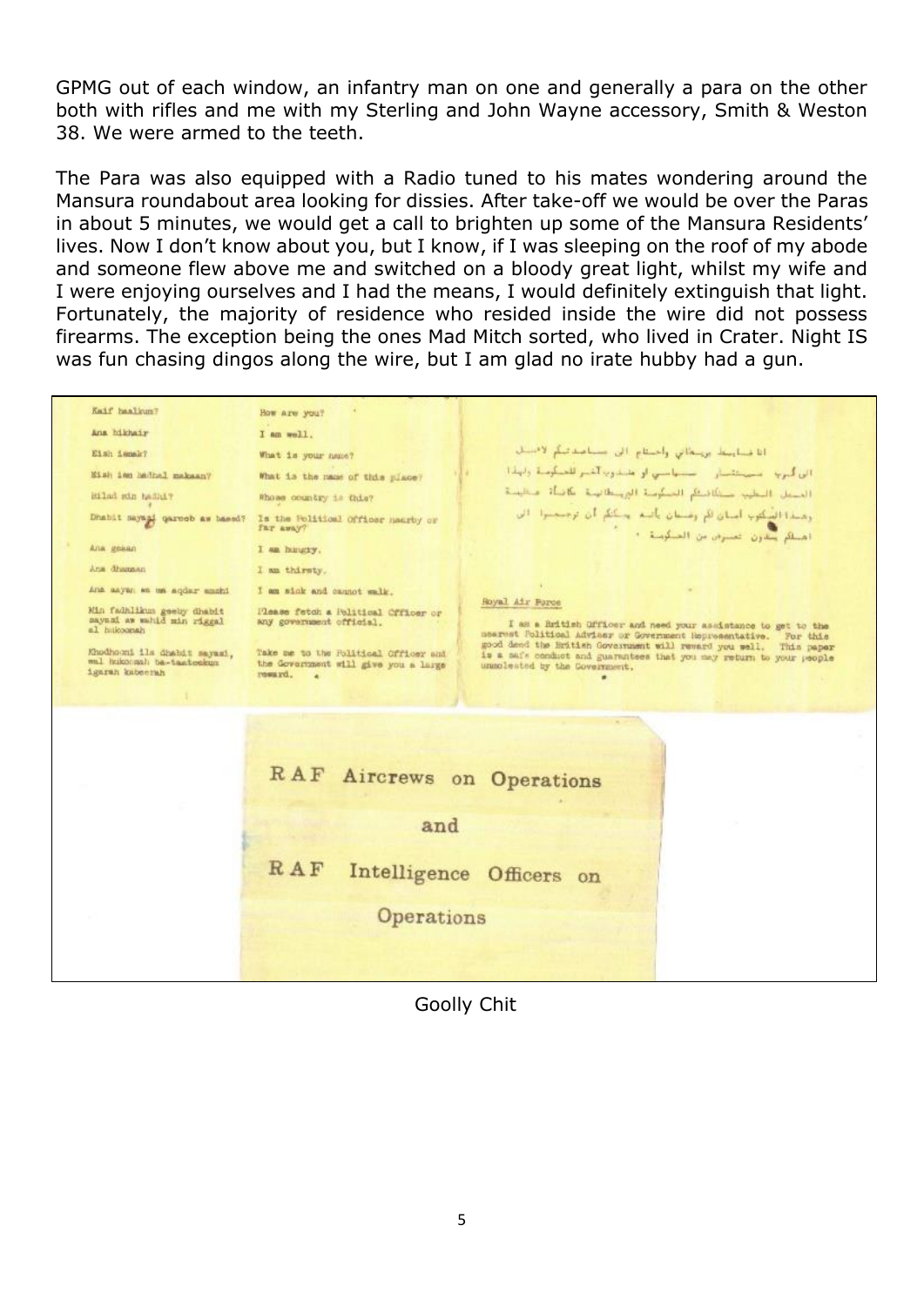GPMG out of each window, an infantry man on one and generally a para on the other both with rifles and me with my Sterling and John Wayne accessory, Smith & Weston 38. We were armed to the teeth.

The Para was also equipped with a Radio tuned to his mates wondering around the Mansura roundabout area looking for dissies. After take-off we would be over the Paras in about 5 minutes, we would get a call to brighten up some of the Mansura Residents' lives. Now I don't know about you, but I know, if I was sleeping on the roof of my abode and someone flew above me and switched on a bloody great light, whilst my wife and I were enjoying ourselves and I had the means, I would definitely extinguish that light. Fortunately, the majority of residence who resided inside the wire did not possess firearms. The exception being the ones Mad Mitch sorted, who lived in Crater. Night IS was fun chasing dingos along the wire, but I am glad no irate hubby had a gun.

| | |
|---|---|
| Kaif haalkum? | How are you? |
| Ana bikhair | I am well. |
| Eish ismak? | What is your name? |
| Eish ism hadhal makaan? | What is the name of this place? |
| Bilad min hadhi? | Whose country is this? |
| Dhabit sayasi qareeb aw baeed? | Is the Political Officer nearby or far away? |
| Ana gowan | I am hungry. |
| Ana dhamaan | I am thirsty. |
| Ana aayan wa ma aqdar amshi | I am sick and cannot walk. |
| Min fadhlikum geeby dhabit sayasi aw wahid min riggal al hukoonah | Please fetch a Political Officer or any government official. |
| Khodhooni ila dhabit sayasi, wal hukoomah ba-taateekum igaran kabeerah | Take me to the Political Officer and the Government will give you a large reward. |

انا ضابط بريطاني واحتاج الى مساعدتكم لاصل الى اقرب مستشار سياسي او مندوب آخر للحكومة ولهذا العمل الطيب ستكافئكم الحكومة البريطانية مكافأة طيبة وهذا المكتوب امان لكم وضمان بانه يمكنكم أن ترجعوا الى اهلكم بدون تعرض من الحكومة .

Royal Air Force

I am a British Officer and need your assistance to get to the nearest Political Adviser or Government Representative. For this good deed the British Government will reward you well. This paper is a safe conduct and guarantees that you may return to your people unmolested by the Government.

RAF Aircrews on Operations

and

RAF Intelligence Officers on

Operations

Goolly Chit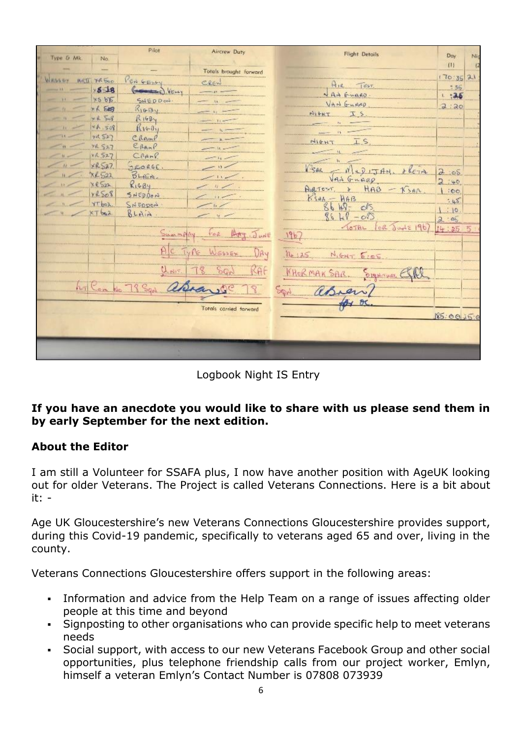Logbook Night IS Entry

**If you have an anecdote you would like to share with us please send them in by early September for the next edition.**

## About the Editor

I am still a Volunteer for SSAFA plus, I now have another position with AgeUK looking out for older Veterans. The Project is called Veterans Connections. Here is a bit about it: -

Age UK Gloucestershire's new Veterans Connections Gloucestershire provides support, during this Covid-19 pandemic, specifically to veterans aged 65 and over, living in the county.

Veterans Connections Gloucestershire offers support in the following areas:

- Information and advice from the Help Team on a range of issues affecting older people at this time and beyond
- Signposting to other organisations who can provide specific help to meet veterans needs
- Social support, with access to our new Veterans Facebook Group and other social opportunities, plus telephone friendship calls from our project worker, Emlyn, himself a veteran Emlyn's Contact Number is 07808 073939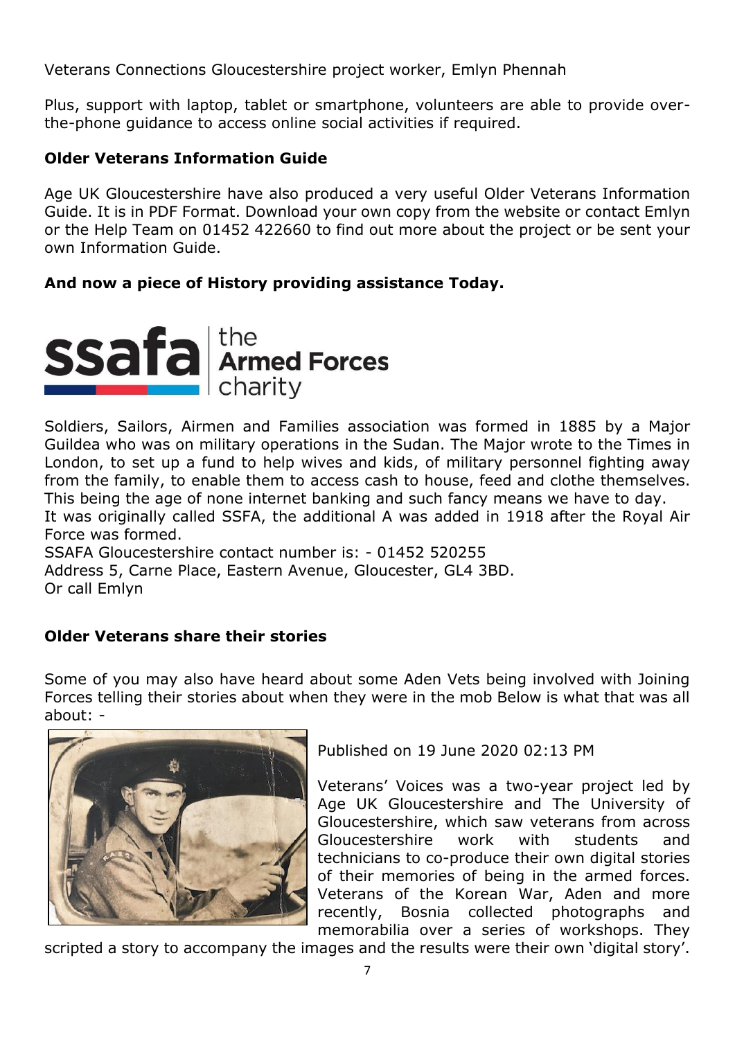Veterans Connections Gloucestershire project worker, Emlyn Phennah

Plus, support with laptop, tablet or smartphone, volunteers are able to provide over-the-phone guidance to access online social activities if required.

**Older Veterans Information Guide**

Age UK Gloucestershire have also produced a very useful Older Veterans Information Guide. It is in PDF Format. Download your own copy from the website or contact Emlyn or the Help Team on 01452 422660 to find out more about the project or be sent your own Information Guide.

**And now a piece of History providing assistance Today.**

ssafa the Armed Forces charity

Soldiers, Sailors, Airmen and Families association was formed in 1885 by a Major Guildea who was on military operations in the Sudan. The Major wrote to the Times in London, to set up a fund to help wives and kids, of military personnel fighting away from the family, to enable them to access cash to house, feed and clothe themselves. This being the age of none internet banking and such fancy means we have to day.
It was originally called SSFA, the additional A was added in 1918 after the Royal Air Force was formed.
SSAFA Gloucestershire contact number is: - 01452 520255
Address 5, Carne Place, Eastern Avenue, Gloucester, GL4 3BD.
Or call Emlyn

**Older Veterans share their stories**

Some of you may also have heard about some Aden Vets being involved with Joining Forces telling their stories about when they were in the mob Below is what that was all about: -

Published on 19 June 2020 02:13 PM

Veterans' Voices was a two-year project led by Age UK Gloucestershire and The University of Gloucestershire, which saw veterans from across Gloucestershire work with students and technicians to co-produce their own digital stories of their memories of being in the armed forces. Veterans of the Korean War, Aden and more recently, Bosnia collected photographs and memorabilia over a series of workshops. They scripted a story to accompany the images and the results were their own 'digital story'.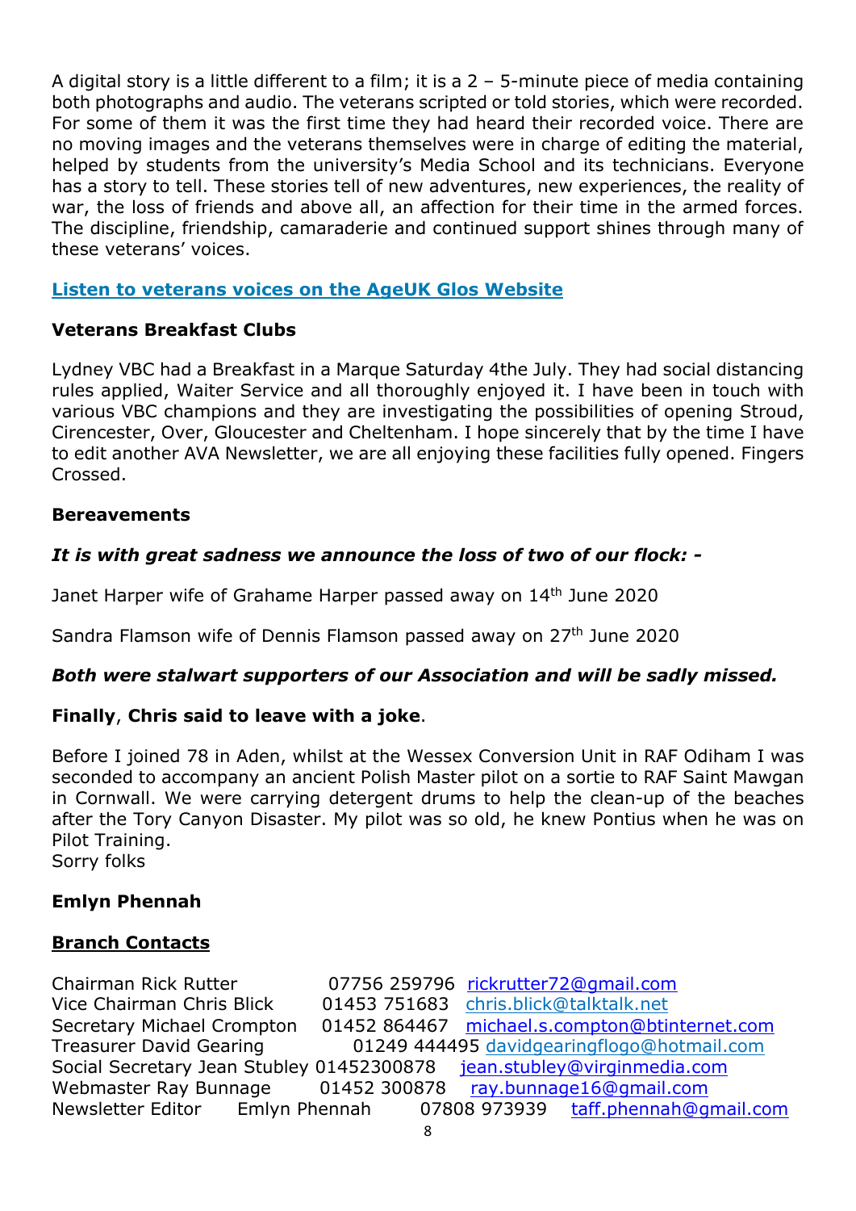A digital story is a little different to a film; it is a 2 – 5-minute piece of media containing both photographs and audio. The veterans scripted or told stories, which were recorded. For some of them it was the first time they had heard their recorded voice. There are no moving images and the veterans themselves were in charge of editing the material, helped by students from the university's Media School and its technicians. Everyone has a story to tell. These stories tell of new adventures, new experiences, the reality of war, the loss of friends and above all, an affection for their time in the armed forces. The discipline, friendship, camaraderie and continued support shines through many of these veterans' voices.

**Listen to veterans voices on the AgeUK Glos Website**

**Veterans Breakfast Clubs**

Lydney VBC had a Breakfast in a Marque Saturday 4the July. They had social distancing rules applied, Waiter Service and all thoroughly enjoyed it. I have been in touch with various VBC champions and they are investigating the possibilities of opening Stroud, Cirencester, Over, Gloucester and Cheltenham. I hope sincerely that by the time I have to edit another AVA Newsletter, we are all enjoying these facilities fully opened. Fingers Crossed.

**Bereavements**

***It is with great sadness we announce the loss of two of our flock: -***

Janet Harper wife of Grahame Harper passed away on 14th June 2020

Sandra Flamson wife of Dennis Flamson passed away on 27th June 2020

***Both were stalwart supporters of our Association and will be sadly missed.***

**Finally**, **Chris said to leave with a joke**.

Before I joined 78 in Aden, whilst at the Wessex Conversion Unit in RAF Odiham I was seconded to accompany an ancient Polish Master pilot on a sortie to RAF Saint Mawgan in Cornwall. We were carrying detergent drums to help the clean-up of the beaches after the Tory Canyon Disaster. My pilot was so old, he knew Pontius when he was on Pilot Training.
Sorry folks

**Emlyn Phennah**

**Branch Contacts**

Chairman Rick Rutter 07756 259796 rickrutter72@gmail.com
Vice Chairman Chris Blick 01453 751683 chris.blick@talktalk.net
Secretary Michael Crompton 01452 864467 michael.s.compton@btinternet.com
Treasurer David Gearing 01249 444495 davidgearingflogo@hotmail.com
Social Secretary Jean Stubley 01452300878 jean.stubley@virginmedia.com
Webmaster Ray Bunnage 01452 300878 ray.bunnage16@gmail.com
Newsletter Editor Emlyn Phennah 07808 973939 taff.phennah@gmail.com